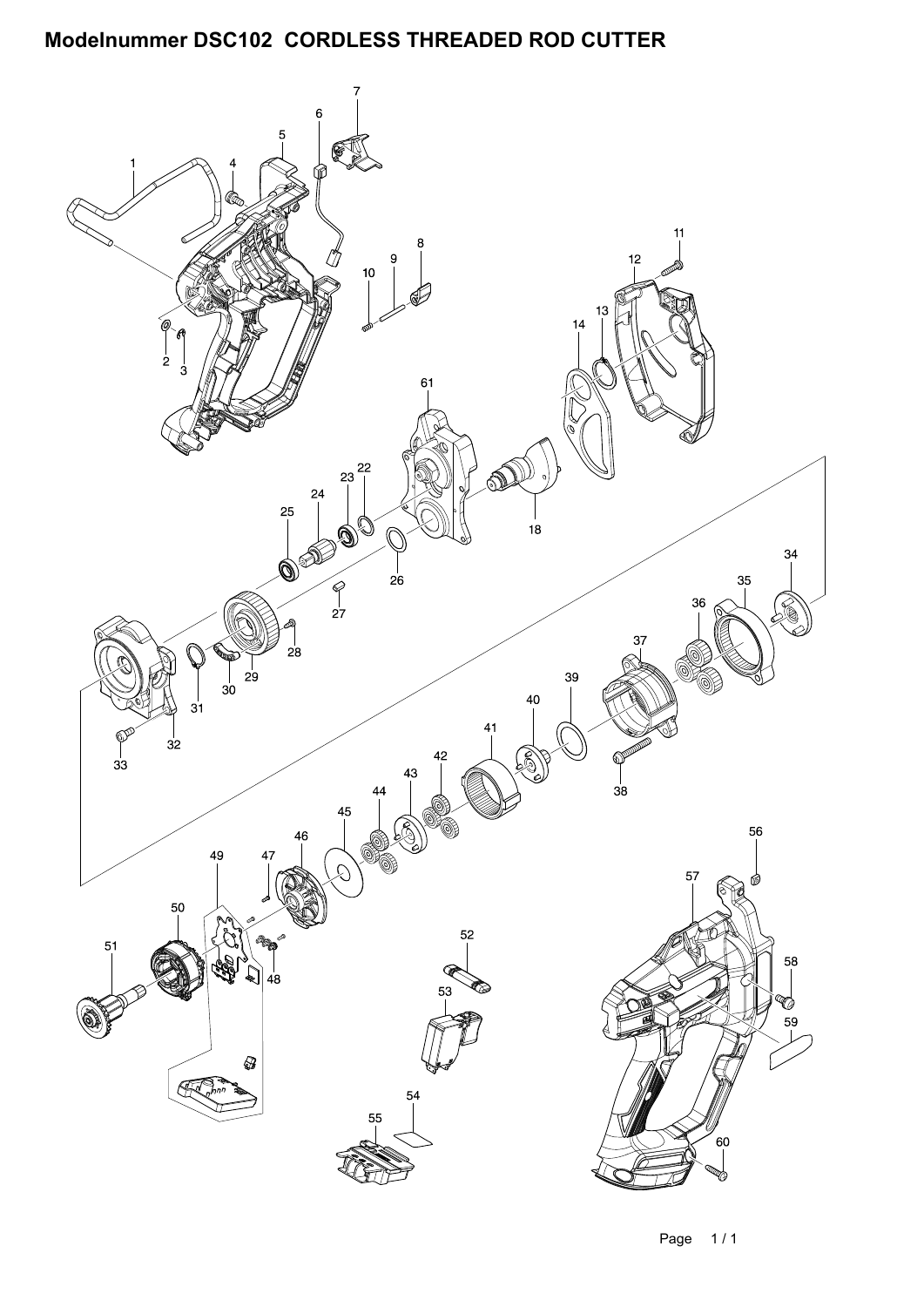# Modelnummer DSC102 CORDLESS THREADED ROD CUTTER

1 2 3 4 5 6 7 8 9 10 11 12 13 14 18 22 23 24 25 26 27 28 29 30 31 32 33 34 35 36 37 38 39 40 41 42 43 44 45 46 47 48 49 50 51 52 53 54 55 56 57 58 59 60 61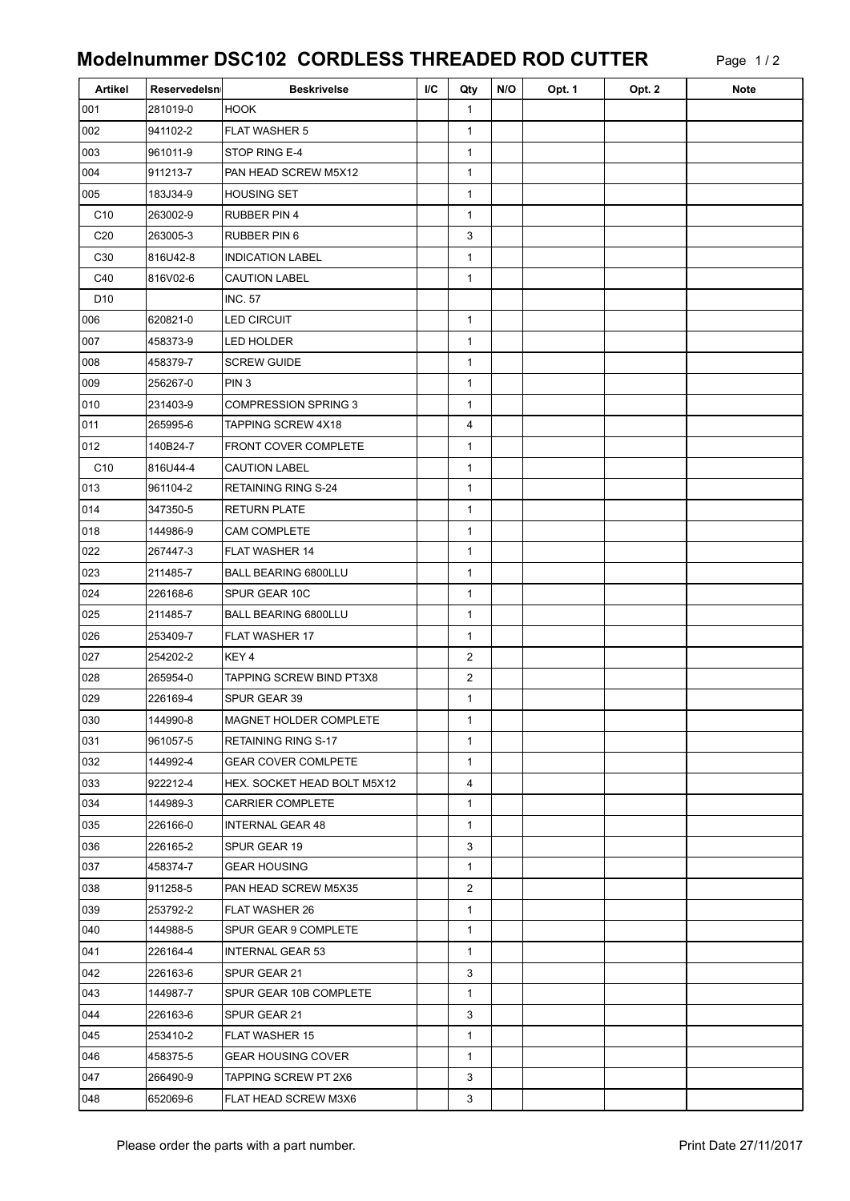# Modelnummer DSC102 CORDLESS THREADED ROD CUTTER

| Artikel | Reservedelsn | Beskrivelse | I/C | Qty | N/O | Opt. 1 | Opt. 2 | Note |
|---|---|---|---|---|---|---|---|---|
| 001 | 281019-0 | HOOK | | 1 | | | | |
| 002 | 941102-2 | FLAT WASHER 5 | | 1 | | | | |
| 003 | 961011-9 | STOP RING E-4 | | 1 | | | | |
| 004 | 911213-7 | PAN HEAD SCREW M5X12 | | 1 | | | | |
| 005 | 183J34-9 | HOUSING SET | | 1 | | | | |
| C10 | 263002-9 | RUBBER PIN 4 | | 1 | | | | |
| C20 | 263005-3 | RUBBER PIN 6 | | 3 | | | | |
| C30 | 816U42-8 | INDICATION LABEL | | 1 | | | | |
| C40 | 816V02-6 | CAUTION LABEL | | 1 | | | | |
| D10 | | INC. 57 | | | | | | |
| 006 | 620821-0 | LED CIRCUIT | | 1 | | | | |
| 007 | 458373-9 | LED HOLDER | | 1 | | | | |
| 008 | 458379-7 | SCREW GUIDE | | 1 | | | | |
| 009 | 256267-0 | PIN 3 | | 1 | | | | |
| 010 | 231403-9 | COMPRESSION SPRING 3 | | 1 | | | | |
| 011 | 265995-6 | TAPPING SCREW 4X18 | | 4 | | | | |
| 012 | 140B24-7 | FRONT COVER COMPLETE | | 1 | | | | |
| C10 | 816U44-4 | CAUTION LABEL | | 1 | | | | |
| 013 | 961104-2 | RETAINING RING S-24 | | 1 | | | | |
| 014 | 347350-5 | RETURN PLATE | | 1 | | | | |
| 018 | 144986-9 | CAM COMPLETE | | 1 | | | | |
| 022 | 267447-3 | FLAT WASHER 14 | | 1 | | | | |
| 023 | 211485-7 | BALL BEARING 6800LLU | | 1 | | | | |
| 024 | 226168-6 | SPUR GEAR 10C | | 1 | | | | |
| 025 | 211485-7 | BALL BEARING 6800LLU | | 1 | | | | |
| 026 | 253409-7 | FLAT WASHER 17 | | 1 | | | | |
| 027 | 254202-2 | KEY 4 | | 2 | | | | |
| 028 | 265954-0 | TAPPING SCREW BIND PT3X8 | | 2 | | | | |
| 029 | 226169-4 | SPUR GEAR 39 | | 1 | | | | |
| 030 | 144990-8 | MAGNET HOLDER COMPLETE | | 1 | | | | |
| 031 | 961057-5 | RETAINING RING S-17 | | 1 | | | | |
| 032 | 144992-4 | GEAR COVER COMLPETE | | 1 | | | | |
| 033 | 922212-4 | HEX. SOCKET HEAD BOLT M5X12 | | 4 | | | | |
| 034 | 144989-3 | CARRIER COMPLETE | | 1 | | | | |
| 035 | 226166-0 | INTERNAL GEAR 48 | | 1 | | | | |
| 036 | 226165-2 | SPUR GEAR 19 | | 3 | | | | |
| 037 | 458374-7 | GEAR HOUSING | | 1 | | | | |
| 038 | 911258-5 | PAN HEAD SCREW M5X35 | | 2 | | | | |
| 039 | 253792-2 | FLAT WASHER 26 | | 1 | | | | |
| 040 | 144988-5 | SPUR GEAR 9 COMPLETE | | 1 | | | | |
| 041 | 226164-4 | INTERNAL GEAR 53 | | 1 | | | | |
| 042 | 226163-6 | SPUR GEAR 21 | | 3 | | | | |
| 043 | 144987-7 | SPUR GEAR 10B COMPLETE | | 1 | | | | |
| 044 | 226163-6 | SPUR GEAR 21 | | 3 | | | | |
| 045 | 253410-2 | FLAT WASHER 15 | | 1 | | | | |
| 046 | 458375-5 | GEAR HOUSING COVER | | 1 | | | | |
| 047 | 266490-9 | TAPPING SCREW PT 2X6 | | 3 | | | | |
| 048 | 652069-6 | FLAT HEAD SCREW M3X6 | | 3 | | | | |

Please order the parts with a part number.

Print Date 27/11/2017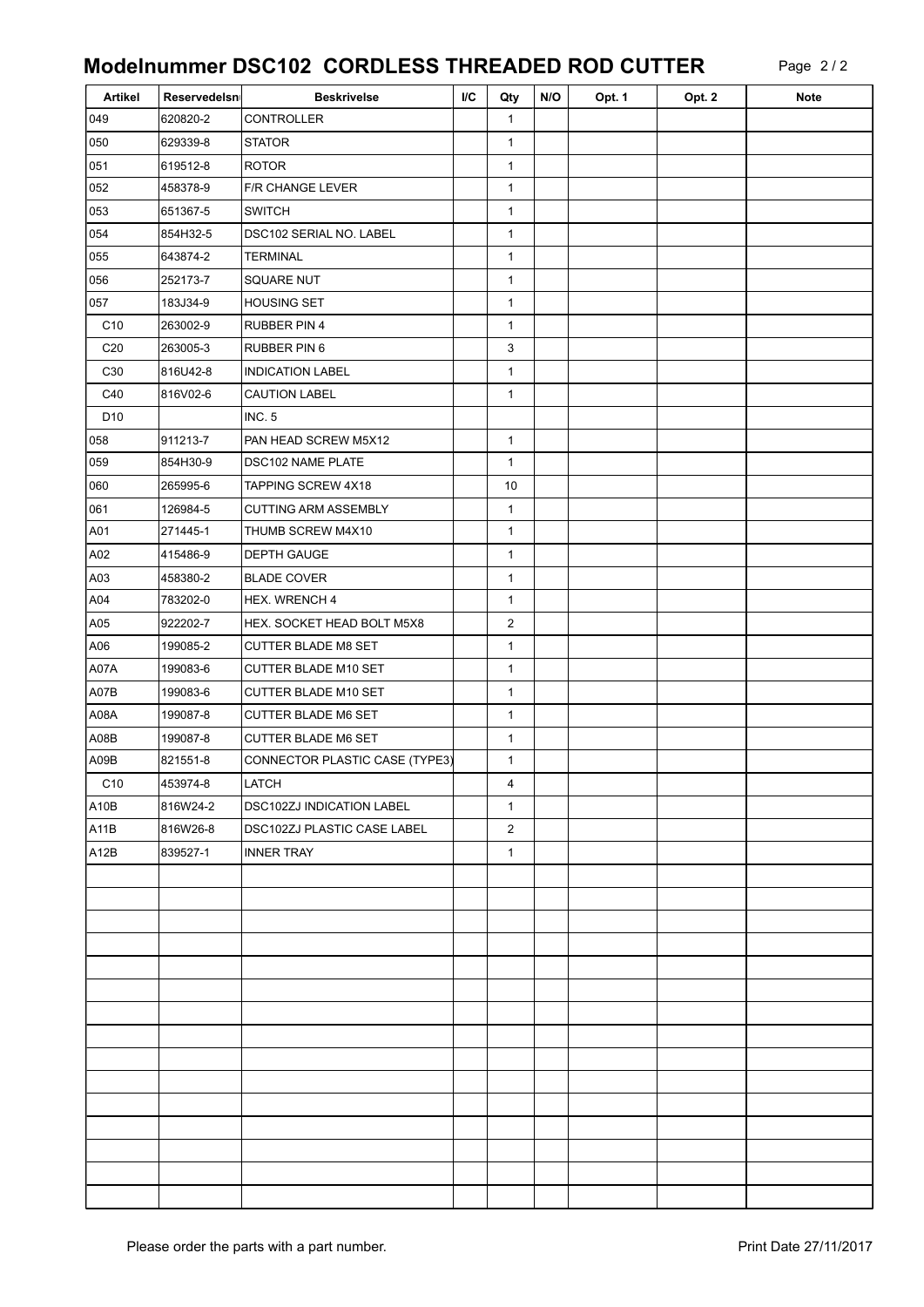# Modelnummer DSC102 CORDLESS THREADED ROD CUTTER

| Artikel | Reservedelsn | Beskrivelse | I/C | Qty | N/O | Opt. 1 | Opt. 2 | Note |
|---|---|---|---|---|---|---|---|---|
| 049 | 620820-2 | CONTROLLER | | 1 | | | | |
| 050 | 629339-8 | STATOR | | 1 | | | | |
| 051 | 619512-8 | ROTOR | | 1 | | | | |
| 052 | 458378-9 | F/R CHANGE LEVER | | 1 | | | | |
| 053 | 651367-5 | SWITCH | | 1 | | | | |
| 054 | 854H32-5 | DSC102 SERIAL NO. LABEL | | 1 | | | | |
| 055 | 643874-2 | TERMINAL | | 1 | | | | |
| 056 | 252173-7 | SQUARE NUT | | 1 | | | | |
| 057 | 183J34-9 | HOUSING SET | | 1 | | | | |
| C10 | 263002-9 | RUBBER PIN 4 | | 1 | | | | |
| C20 | 263005-3 | RUBBER PIN 6 | | 3 | | | | |
| C30 | 816U42-8 | INDICATION LABEL | | 1 | | | | |
| C40 | 816V02-6 | CAUTION LABEL | | 1 | | | | |
| D10 | | INC. 5 | | | | | | |
| 058 | 911213-7 | PAN HEAD SCREW M5X12 | | 1 | | | | |
| 059 | 854H30-9 | DSC102 NAME PLATE | | 1 | | | | |
| 060 | 265995-6 | TAPPING SCREW 4X18 | | 10 | | | | |
| 061 | 126984-5 | CUTTING ARM ASSEMBLY | | 1 | | | | |
| A01 | 271445-1 | THUMB SCREW M4X10 | | 1 | | | | |
| A02 | 415486-9 | DEPTH GAUGE | | 1 | | | | |
| A03 | 458380-2 | BLADE COVER | | 1 | | | | |
| A04 | 783202-0 | HEX. WRENCH 4 | | 1 | | | | |
| A05 | 922202-7 | HEX. SOCKET HEAD BOLT M5X8 | | 2 | | | | |
| A06 | 199085-2 | CUTTER BLADE M8 SET | | 1 | | | | |
| A07A | 199083-6 | CUTTER BLADE M10 SET | | 1 | | | | |
| A07B | 199083-6 | CUTTER BLADE M10 SET | | 1 | | | | |
| A08A | 199087-8 | CUTTER BLADE M6 SET | | 1 | | | | |
| A08B | 199087-8 | CUTTER BLADE M6 SET | | 1 | | | | |
| A09B | 821551-8 | CONNECTOR PLASTIC CASE (TYPE3) | | 1 | | | | |
| C10 | 453974-8 | LATCH | | 4 | | | | |
| A10B | 816W24-2 | DSC102ZJ INDICATION LABEL | | 1 | | | | |
| A11B | 816W26-8 | DSC102ZJ PLASTIC CASE LABEL | | 2 | | | | |
| A12B | 839527-1 | INNER TRAY | | 1 | | | | |

Please order the parts with a part number.

Print Date 27/11/2017